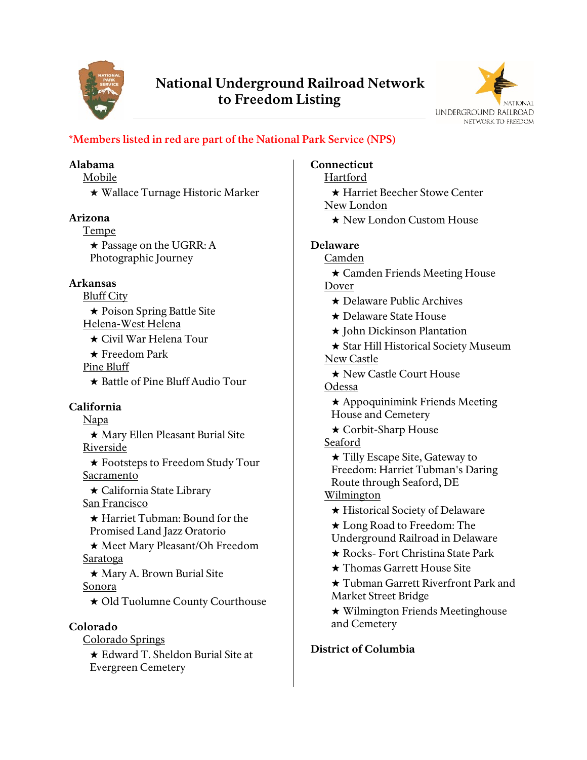# National Underground Railroad Network to Freedom Listing

*Members listed in red are part of the National Park Service (NPS)

## Alabama

Mobile

- ★ Wallace Turnage Historic Marker

## Arizona

Tempe

- ★ Passage on the UGRR: A Photographic Journey

## Arkansas

Bluff City

- ★ Poison Spring Battle Site

Helena-West Helena

- ★ Civil War Helena Tour
- ★ Freedom Park

Pine Bluff

- ★ Battle of Pine Bluff Audio Tour

## California

Napa

- ★ Mary Ellen Pleasant Burial Site

Riverside

- ★ Footsteps to Freedom Study Tour

Sacramento

- ★ California State Library

San Francisco

- ★ Harriet Tubman: Bound for the Promised Land Jazz Oratorio
- ★ Meet Mary Pleasant/Oh Freedom

Saratoga

- ★ Mary A. Brown Burial Site

Sonora

- ★ Old Tuolumne County Courthouse

## Colorado

Colorado Springs

- ★ Edward T. Sheldon Burial Site at Evergreen Cemetery

## Connecticut

Hartford

- ★ Harriet Beecher Stowe Center

New London

- ★ New London Custom House

## Delaware

Camden

- ★ Camden Friends Meeting House

Dover

- ★ Delaware Public Archives
- ★ Delaware State House
- ★ John Dickinson Plantation
- ★ Star Hill Historical Society Museum

New Castle

- ★ New Castle Court House

Odessa

- ★ Appoquinimink Friends Meeting House and Cemetery
- ★ Corbit-Sharp House

Seaford

- ★ Tilly Escape Site, Gateway to Freedom: Harriet Tubman's Daring Route through Seaford, DE

Wilmington

- ★ Historical Society of Delaware
- ★ Long Road to Freedom: The Underground Railroad in Delaware
- ★ Rocks- Fort Christina State Park
- ★ Thomas Garrett House Site
- ★ Tubman Garrett Riverfront Park and Market Street Bridge
- ★ Wilmington Friends Meetinghouse and Cemetery

## District of Columbia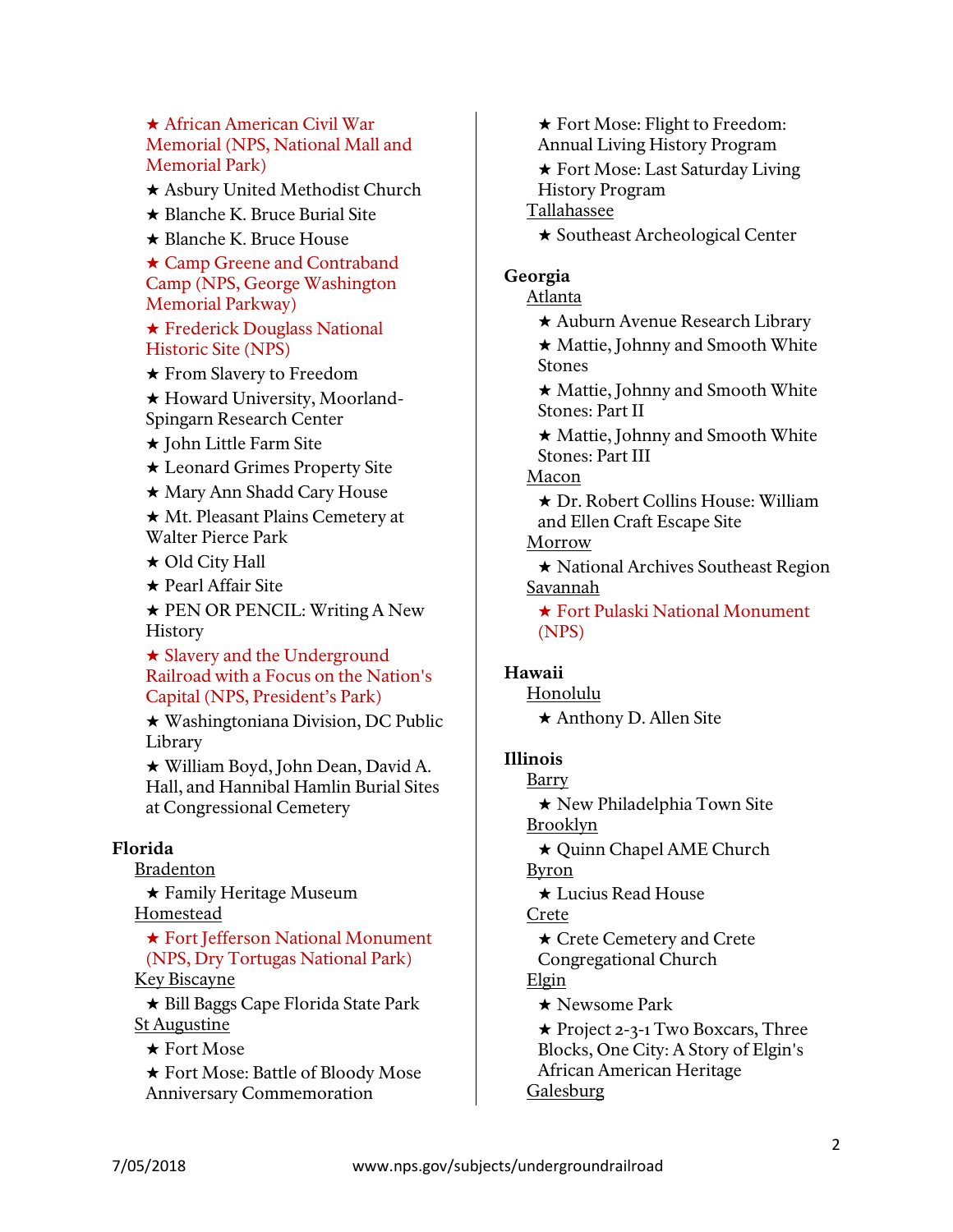★ African American Civil War Memorial (NPS, National Mall and Memorial Park)

★ Asbury United Methodist Church

★ Blanche K. Bruce Burial Site

★ Blanche K. Bruce House

★ Camp Greene and Contraband Camp (NPS, George Washington Memorial Parkway)

★ Frederick Douglass National Historic Site (NPS)

★ From Slavery to Freedom

★ Howard University, Moorland-Spingarn Research Center

★ John Little Farm Site

★ Leonard Grimes Property Site

★ Mary Ann Shadd Cary House

★ Mt. Pleasant Plains Cemetery at Walter Pierce Park

★ Old City Hall

★ Pearl Affair Site

★ PEN OR PENCIL: Writing A New History

★ Slavery and the Underground Railroad with a Focus on the Nation's Capital (NPS, President's Park)

★ Washingtoniana Division, DC Public Library

★ William Boyd, John Dean, David A. Hall, and Hannibal Hamlin Burial Sites at Congressional Cemetery

**Florida**

Bradenton

★ Family Heritage Museum

Homestead

★ Fort Jefferson National Monument (NPS, Dry Tortugas National Park)

Key Biscayne

★ Bill Baggs Cape Florida State Park

St Augustine

★ Fort Mose

★ Fort Mose: Battle of Bloody Mose Anniversary Commemoration

★ Fort Mose: Flight to Freedom: Annual Living History Program

★ Fort Mose: Last Saturday Living History Program

Tallahassee

★ Southeast Archeological Center

**Georgia**

Atlanta

★ Auburn Avenue Research Library

★ Mattie, Johnny and Smooth White Stones

★ Mattie, Johnny and Smooth White Stones: Part II

★ Mattie, Johnny and Smooth White Stones: Part III

Macon

★ Dr. Robert Collins House: William and Ellen Craft Escape Site

Morrow

★ National Archives Southeast Region

Savannah

★ Fort Pulaski National Monument (NPS)

**Hawaii**

Honolulu

★ Anthony D. Allen Site

**Illinois**

Barry

★ New Philadelphia Town Site

Brooklyn

★ Quinn Chapel AME Church

Byron

★ Lucius Read House

Crete

★ Crete Cemetery and Crete Congregational Church

Elgin

★ Newsome Park

★ Project 2-3-1 Two Boxcars, Three Blocks, One City: A Story of Elgin's African American Heritage

Galesburg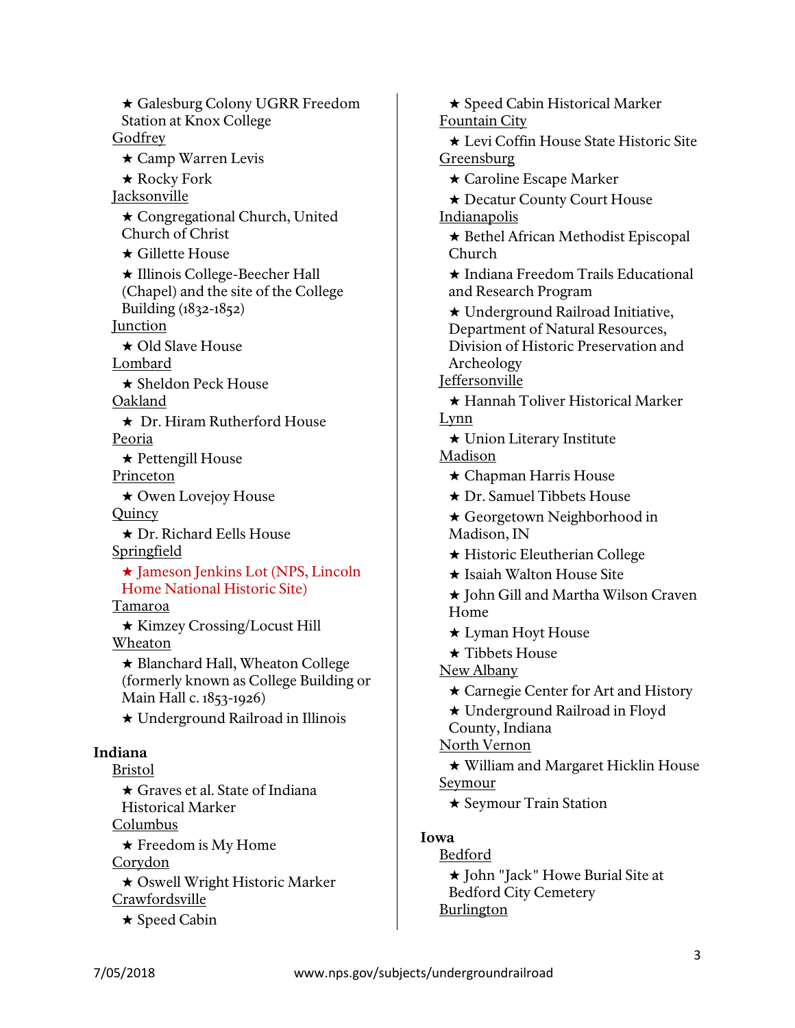- ★ Galesburg Colony UGRR Freedom Station at Knox College

Godfrey

- ★ Camp Warren Levis
- ★ Rocky Fork

Jacksonville

- ★ Congregational Church, United Church of Christ
- ★ Gillette House
- ★ Illinois College-Beecher Hall (Chapel) and the site of the College Building (1832-1852)

Junction

- ★ Old Slave House

Lombard

- ★ Sheldon Peck House

Oakland

- ★ Dr. Hiram Rutherford House

Peoria

- ★ Pettengill House

Princeton

- ★ Owen Lovejoy House

Quincy

- ★ Dr. Richard Eells House

Springfield

- ★ Jameson Jenkins Lot (NPS, Lincoln Home National Historic Site)

Tamaroa

- ★ Kimzey Crossing/Locust Hill

Wheaton

- ★ Blanchard Hall, Wheaton College (formerly known as College Building or Main Hall c. 1853-1926)
- ★ Underground Railroad in Illinois

**Indiana**

Bristol

- ★ Graves et al. State of Indiana Historical Marker

Columbus

- ★ Freedom is My Home

Corydon

- ★ Oswell Wright Historic Marker

Crawfordsville

- ★ Speed Cabin
- ★ Speed Cabin Historical Marker

Fountain City

- ★ Levi Coffin House State Historic Site

Greensburg

- ★ Caroline Escape Marker
- ★ Decatur County Court House

Indianapolis

- ★ Bethel African Methodist Episcopal Church
- ★ Indiana Freedom Trails Educational and Research Program
- ★ Underground Railroad Initiative, Department of Natural Resources, Division of Historic Preservation and Archeology

Jeffersonville

- ★ Hannah Toliver Historical Marker

Lynn

- ★ Union Literary Institute

Madison

- ★ Chapman Harris House
- ★ Dr. Samuel Tibbets House
- ★ Georgetown Neighborhood in Madison, IN
- ★ Historic Eleutherian College
- ★ Isaiah Walton House Site
- ★ John Gill and Martha Wilson Craven Home
- ★ Lyman Hoyt House
- ★ Tibbets House

New Albany

- ★ Carnegie Center for Art and History
- ★ Underground Railroad in Floyd County, Indiana

North Vernon

- ★ William and Margaret Hicklin House

Seymour

- ★ Seymour Train Station

**Iowa**

Bedford

- ★ John "Jack" Howe Burial Site at Bedford City Cemetery

Burlington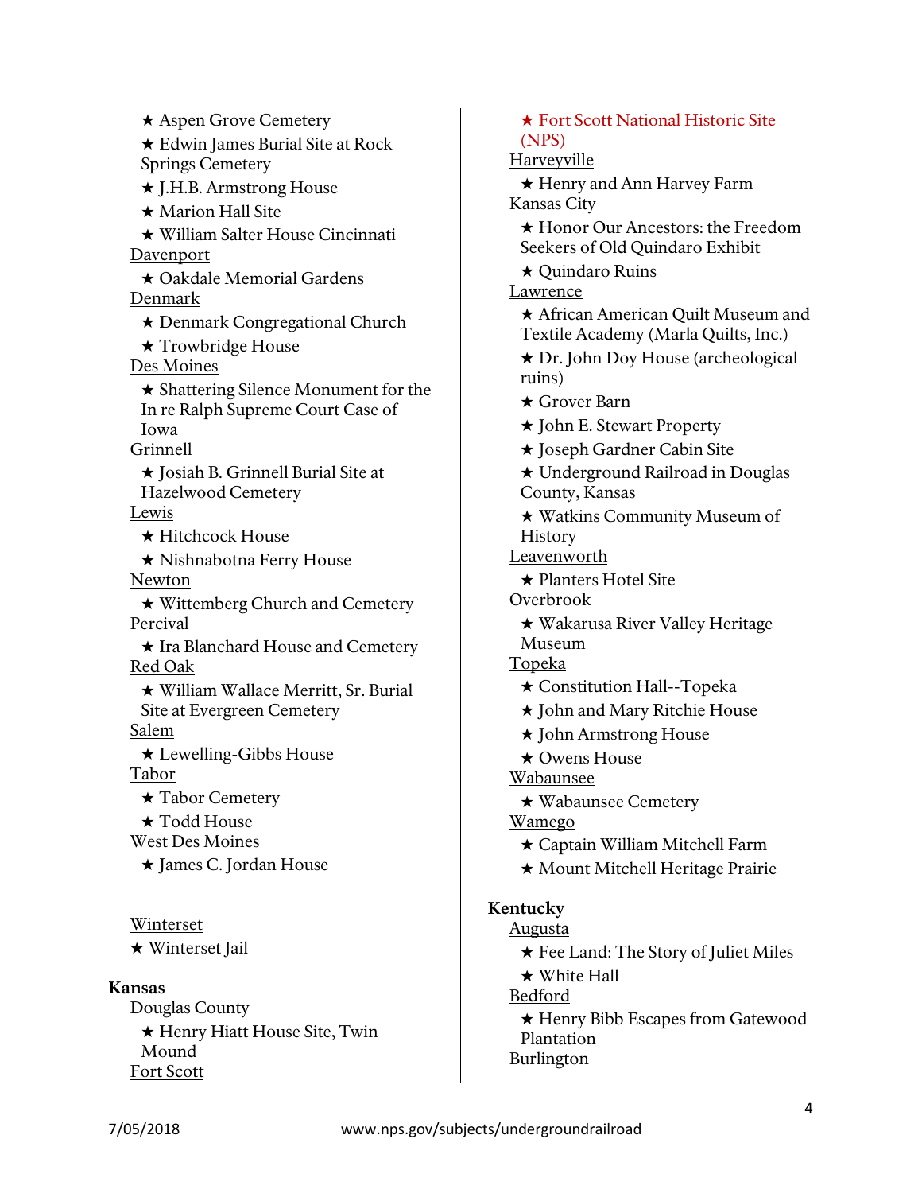★ Aspen Grove Cemetery

★ Edwin James Burial Site at Rock Springs Cemetery

★ J.H.B. Armstrong House

★ Marion Hall Site

★ William Salter House Cincinnati

Davenport

★ Oakdale Memorial Gardens

Denmark

★ Denmark Congregational Church

★ Trowbridge House

Des Moines

★ Shattering Silence Monument for the In re Ralph Supreme Court Case of Iowa

Grinnell

★ Josiah B. Grinnell Burial Site at Hazelwood Cemetery

Lewis

★ Hitchcock House

★ Nishnabotna Ferry House

Newton

★ Wittemberg Church and Cemetery

Percival

★ Ira Blanchard House and Cemetery

Red Oak

★ William Wallace Merritt, Sr. Burial Site at Evergreen Cemetery

Salem

★ Lewelling-Gibbs House

Tabor

★ Tabor Cemetery

★ Todd House

West Des Moines

★ James C. Jordan House

Winterset

★ Winterset Jail

**Kansas**

Douglas County

★ Henry Hiatt House Site, Twin Mound

Fort Scott

★ Fort Scott National Historic Site (NPS)

Harveyville

★ Henry and Ann Harvey Farm

Kansas City

★ Honor Our Ancestors: the Freedom Seekers of Old Quindaro Exhibit

★ Quindaro Ruins

Lawrence

★ African American Quilt Museum and Textile Academy (Marla Quilts, Inc.)

★ Dr. John Doy House (archeological ruins)

★ Grover Barn

★ John E. Stewart Property

★ Joseph Gardner Cabin Site

★ Underground Railroad in Douglas County, Kansas

★ Watkins Community Museum of History

Leavenworth

★ Planters Hotel Site

Overbrook

★ Wakarusa River Valley Heritage Museum

Topeka

★ Constitution Hall--Topeka

★ John and Mary Ritchie House

★ John Armstrong House

★ Owens House

Wabaunsee

★ Wabaunsee Cemetery

Wamego

★ Captain William Mitchell Farm

★ Mount Mitchell Heritage Prairie

**Kentucky**

Augusta

★ Fee Land: The Story of Juliet Miles

★ White Hall

Bedford

★ Henry Bibb Escapes from Gatewood Plantation

Burlington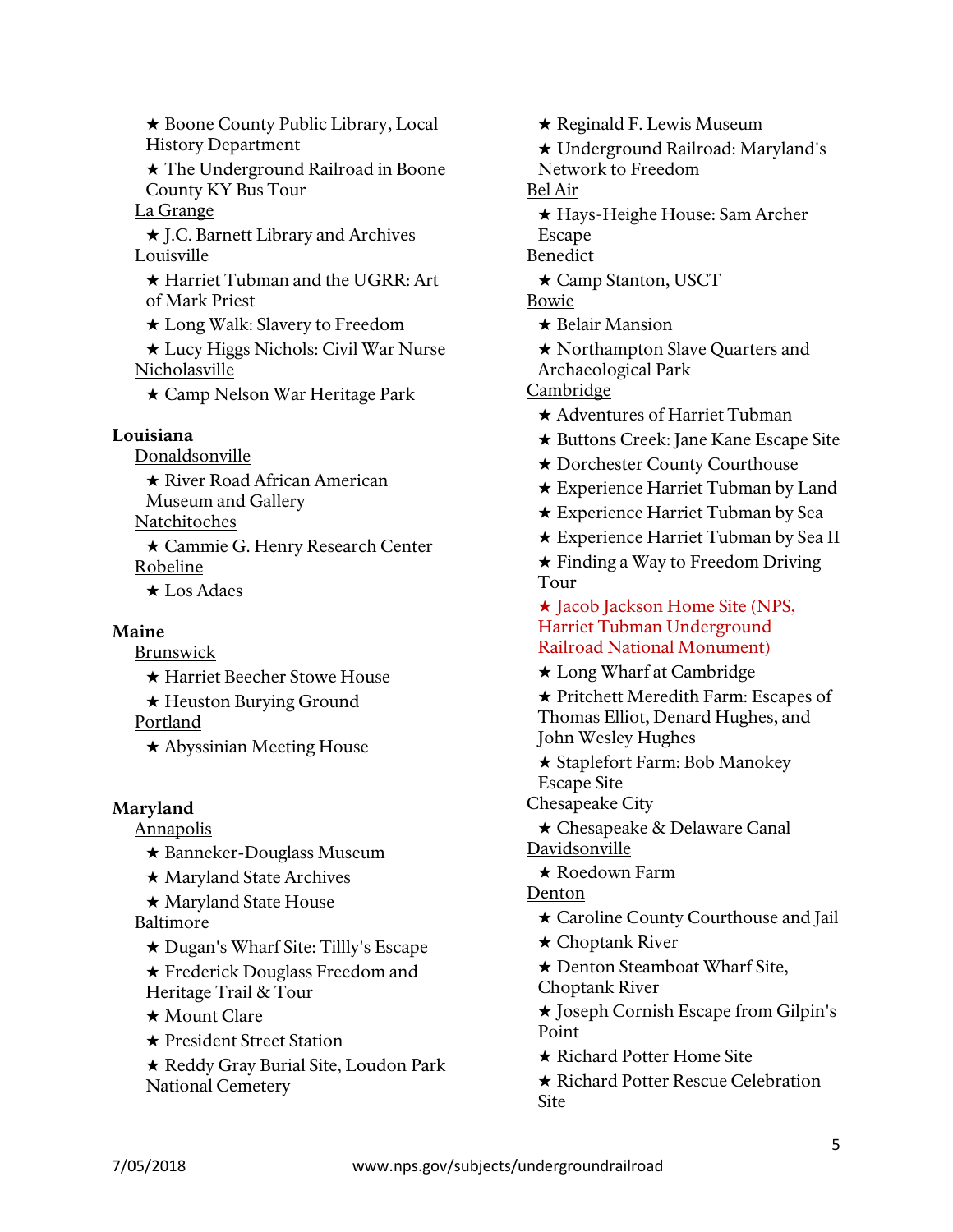★ Boone County Public Library, Local History Department

★ The Underground Railroad in Boone County KY Bus Tour

La Grange

★ J.C. Barnett Library and Archives

Louisville

★ Harriet Tubman and the UGRR: Art of Mark Priest

★ Long Walk: Slavery to Freedom

★ Lucy Higgs Nichols: Civil War Nurse

Nicholasville

★ Camp Nelson War Heritage Park

**Louisiana**

Donaldsonville

★ River Road African American Museum and Gallery

Natchitoches

★ Cammie G. Henry Research Center

Robeline

★ Los Adaes

**Maine**

Brunswick

★ Harriet Beecher Stowe House

★ Heuston Burying Ground

Portland

★ Abyssinian Meeting House

**Maryland**

Annapolis

★ Banneker-Douglass Museum

★ Maryland State Archives

★ Maryland State House

Baltimore

★ Dugan's Wharf Site: Tillly's Escape

★ Frederick Douglass Freedom and Heritage Trail & Tour

★ Mount Clare

★ President Street Station

★ Reddy Gray Burial Site, Loudon Park National Cemetery

★ Reginald F. Lewis Museum

★ Underground Railroad: Maryland's Network to Freedom

Bel Air

★ Hays-Heighe House: Sam Archer Escape

Benedict

★ Camp Stanton, USCT

Bowie

★ Belair Mansion

★ Northampton Slave Quarters and Archaeological Park

Cambridge

★ Adventures of Harriet Tubman

★ Buttons Creek: Jane Kane Escape Site

★ Dorchester County Courthouse

★ Experience Harriet Tubman by Land

★ Experience Harriet Tubman by Sea

★ Experience Harriet Tubman by Sea II

★ Finding a Way to Freedom Driving Tour

★ Jacob Jackson Home Site (NPS, Harriet Tubman Underground Railroad National Monument)

★ Long Wharf at Cambridge

★ Pritchett Meredith Farm: Escapes of Thomas Elliot, Denard Hughes, and John Wesley Hughes

★ Staplefort Farm: Bob Manokey Escape Site

Chesapeake City

★ Chesapeake & Delaware Canal

Davidsonville

★ Roedown Farm

Denton

★ Caroline County Courthouse and Jail

★ Choptank River

★ Denton Steamboat Wharf Site, Choptank River

★ Joseph Cornish Escape from Gilpin's Point

★ Richard Potter Home Site

★ Richard Potter Rescue Celebration Site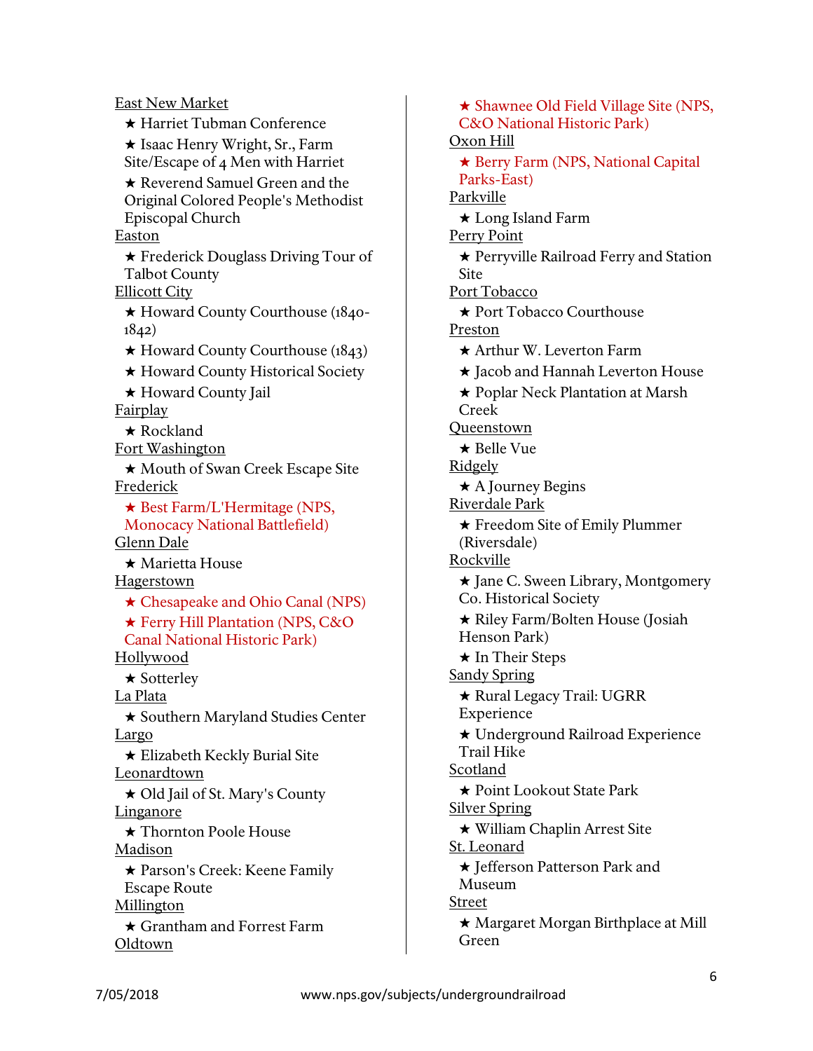East New Market

- ★ Harriet Tubman Conference
- ★ Isaac Henry Wright, Sr., Farm Site/Escape of 4 Men with Harriet
- ★ Reverend Samuel Green and the Original Colored People's Methodist Episcopal Church

Easton

- ★ Frederick Douglass Driving Tour of Talbot County

Ellicott City

- ★ Howard County Courthouse (1840-1842)
- ★ Howard County Courthouse (1843)
- ★ Howard County Historical Society
- ★ Howard County Jail

Fairplay

- ★ Rockland

Fort Washington

- ★ Mouth of Swan Creek Escape Site

Frederick

- ★ Best Farm/L'Hermitage (NPS, Monocacy National Battlefield)

Glenn Dale

- ★ Marietta House

Hagerstown

- ★ Chesapeake and Ohio Canal (NPS)
- ★ Ferry Hill Plantation (NPS, C&O Canal National Historic Park)

Hollywood

- ★ Sotterley

La Plata

- ★ Southern Maryland Studies Center

Largo

- ★ Elizabeth Keckly Burial Site

Leonardtown

- ★ Old Jail of St. Mary's County

Linganore

- ★ Thornton Poole House

Madison

- ★ Parson's Creek: Keene Family Escape Route

Millington

- ★ Grantham and Forrest Farm

Oldtown

- ★ Shawnee Old Field Village Site (NPS, C&O National Historic Park)

Oxon Hill

- ★ Berry Farm (NPS, National Capital Parks-East)

Parkville

- ★ Long Island Farm

Perry Point

- ★ Perryville Railroad Ferry and Station Site

Port Tobacco

- ★ Port Tobacco Courthouse

Preston

- ★ Arthur W. Leverton Farm
- ★ Jacob and Hannah Leverton House
- ★ Poplar Neck Plantation at Marsh Creek

Queenstown

- ★ Belle Vue

Ridgely

- ★ A Journey Begins

Riverdale Park

- ★ Freedom Site of Emily Plummer (Riversdale)

Rockville

- ★ Jane C. Sween Library, Montgomery Co. Historical Society
- ★ Riley Farm/Bolten House (Josiah Henson Park)
- ★ In Their Steps

Sandy Spring

- ★ Rural Legacy Trail: UGRR Experience
- ★ Underground Railroad Experience Trail Hike

Scotland

- ★ Point Lookout State Park

Silver Spring

- ★ William Chaplin Arrest Site

St. Leonard

- ★ Jefferson Patterson Park and Museum

Street

- ★ Margaret Morgan Birthplace at Mill Green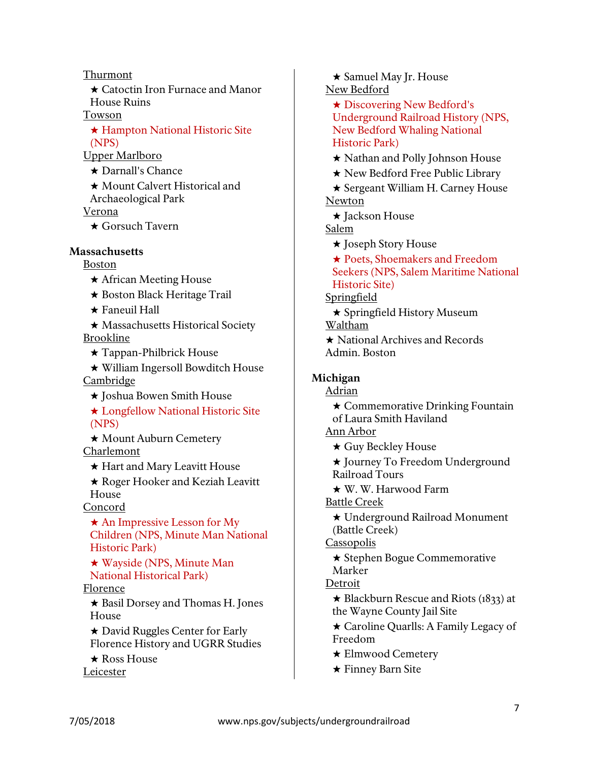Thurmont

- ★ Catoctin Iron Furnace and Manor House Ruins

Towson

- ★ Hampton National Historic Site (NPS)

Upper Marlboro

- ★ Darnall's Chance
- ★ Mount Calvert Historical and Archaeological Park

Verona

- ★ Gorsuch Tavern

**Massachusetts**

Boston

- ★ African Meeting House
- ★ Boston Black Heritage Trail
- ★ Faneuil Hall
- ★ Massachusetts Historical Society

Brookline

- ★ Tappan-Philbrick House
- ★ William Ingersoll Bowditch House

Cambridge

- ★ Joshua Bowen Smith House
- ★ Longfellow National Historic Site (NPS)
- ★ Mount Auburn Cemetery

Charlemont

- ★ Hart and Mary Leavitt House
- ★ Roger Hooker and Keziah Leavitt House

Concord

- ★ An Impressive Lesson for My Children (NPS, Minute Man National Historic Park)
- ★ Wayside (NPS, Minute Man National Historical Park)

Florence

- ★ Basil Dorsey and Thomas H. Jones House
- ★ David Ruggles Center for Early Florence History and UGRR Studies
- ★ Ross House

Leicester

- ★ Samuel May Jr. House

New Bedford

- ★ Discovering New Bedford's Underground Railroad History (NPS, New Bedford Whaling National Historic Park)
- ★ Nathan and Polly Johnson House
- ★ New Bedford Free Public Library
- ★ Sergeant William H. Carney House

Newton

- ★ Jackson House

Salem

- ★ Joseph Story House
- ★ Poets, Shoemakers and Freedom Seekers (NPS, Salem Maritime National Historic Site)

Springfield

- ★ Springfield History Museum

Waltham

- ★ National Archives and Records Admin. Boston

**Michigan**

Adrian

- ★ Commemorative Drinking Fountain of Laura Smith Haviland

Ann Arbor

- ★ Guy Beckley House
- ★ Journey To Freedom Underground Railroad Tours
- ★ W. W. Harwood Farm

Battle Creek

- ★ Underground Railroad Monument (Battle Creek)

Cassopolis

- ★ Stephen Bogue Commemorative Marker

Detroit

- ★ Blackburn Rescue and Riots (1833) at the Wayne County Jail Site
- ★ Caroline Quarlls: A Family Legacy of Freedom
- ★ Elmwood Cemetery
- ★ Finney Barn Site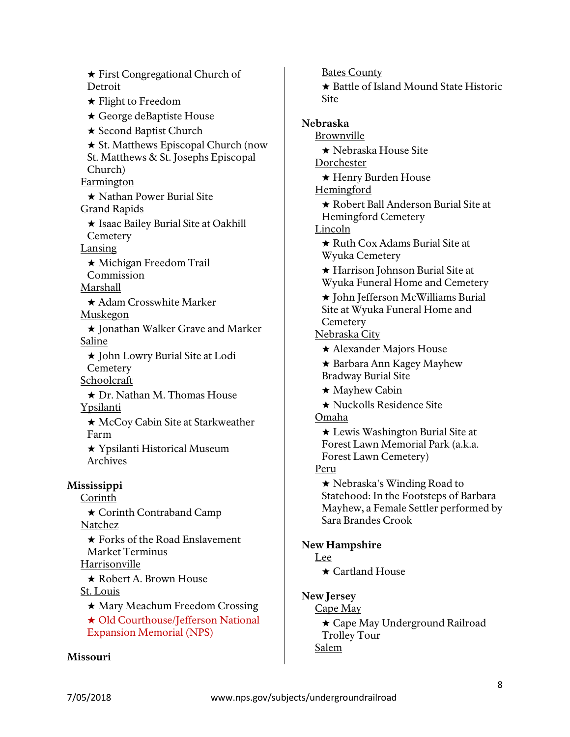★ First Congregational Church of Detroit

★ Flight to Freedom

★ George deBaptiste House

★ Second Baptist Church

★ St. Matthews Episcopal Church (now St. Matthews & St. Josephs Episcopal Church)

Farmington

★ Nathan Power Burial Site

Grand Rapids

★ Isaac Bailey Burial Site at Oakhill Cemetery

Lansing

★ Michigan Freedom Trail Commission

Marshall

★ Adam Crosswhite Marker

Muskegon

★ Jonathan Walker Grave and Marker

Saline

★ John Lowry Burial Site at Lodi Cemetery

Schoolcraft

★ Dr. Nathan M. Thomas House

Ypsilanti

★ McCoy Cabin Site at Starkweather Farm

★ Ypsilanti Historical Museum Archives

**Mississippi**

Corinth

★ Corinth Contraband Camp

Natchez

★ Forks of the Road Enslavement Market Terminus

Harrisonville

★ Robert A. Brown House

St. Louis

★ Mary Meachum Freedom Crossing

★ Old Courthouse/Jefferson National Expansion Memorial (NPS)

**Missouri**

Bates County

★ Battle of Island Mound State Historic Site

**Nebraska**

Brownville

★ Nebraska House Site

Dorchester

★ Henry Burden House

Hemingford

★ Robert Ball Anderson Burial Site at Hemingford Cemetery

Lincoln

★ Ruth Cox Adams Burial Site at Wyuka Cemetery

★ Harrison Johnson Burial Site at Wyuka Funeral Home and Cemetery

★ John Jefferson McWilliams Burial Site at Wyuka Funeral Home and Cemetery

Nebraska City

★ Alexander Majors House

★ Barbara Ann Kagey Mayhew Bradway Burial Site

★ Mayhew Cabin

★ Nuckolls Residence Site

Omaha

★ Lewis Washington Burial Site at Forest Lawn Memorial Park (a.k.a. Forest Lawn Cemetery)

Peru

★ Nebraska's Winding Road to Statehood: In the Footsteps of Barbara Mayhew, a Female Settler performed by Sara Brandes Crook

**New Hampshire**

Lee

★ Cartland House

**New Jersey**

Cape May

★ Cape May Underground Railroad Trolley Tour

Salem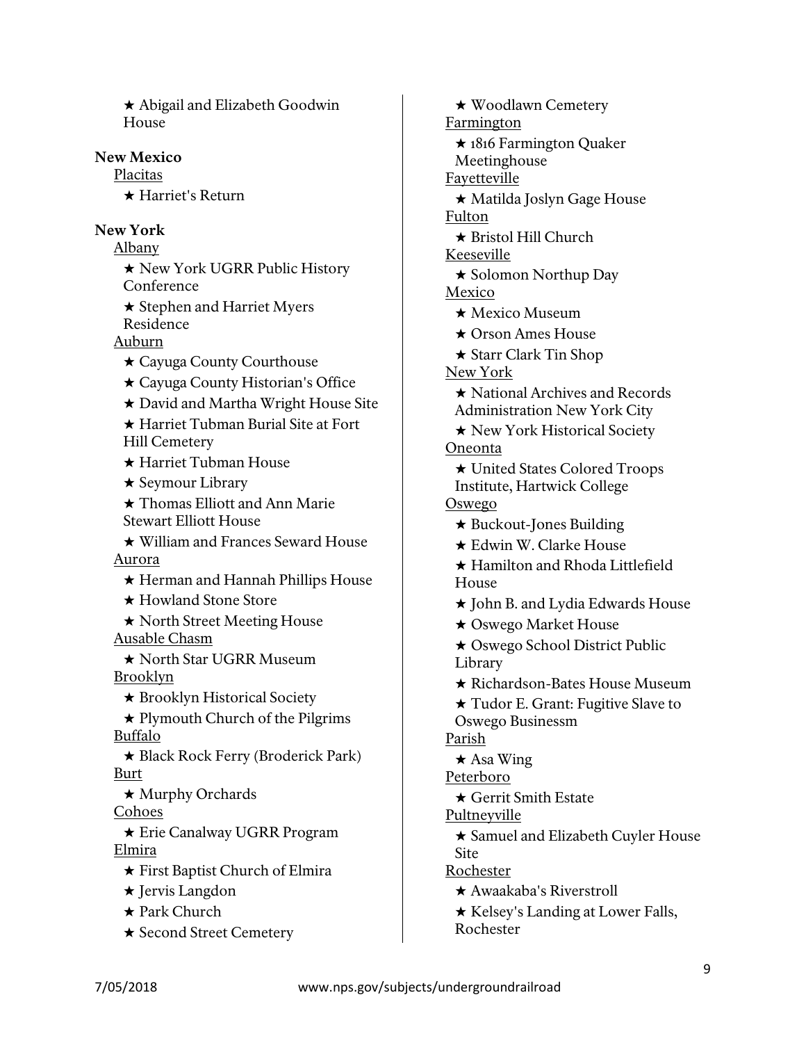★ Abigail and Elizabeth Goodwin House

**New Mexico**

Placitas

★ Harriet's Return

**New York**

Albany

★ New York UGRR Public History Conference

★ Stephen and Harriet Myers Residence

Auburn

★ Cayuga County Courthouse

★ Cayuga County Historian's Office

★ David and Martha Wright House Site

★ Harriet Tubman Burial Site at Fort Hill Cemetery

★ Harriet Tubman House

★ Seymour Library

★ Thomas Elliott and Ann Marie Stewart Elliott House

★ William and Frances Seward House

Aurora

★ Herman and Hannah Phillips House

★ Howland Stone Store

★ North Street Meeting House

Ausable Chasm

★ North Star UGRR Museum

Brooklyn

★ Brooklyn Historical Society

★ Plymouth Church of the Pilgrims

Buffalo

★ Black Rock Ferry (Broderick Park)

Burt

★ Murphy Orchards

Cohoes

★ Erie Canalway UGRR Program

Elmira

★ First Baptist Church of Elmira

★ Jervis Langdon

★ Park Church

★ Second Street Cemetery

★ Woodlawn Cemetery

Farmington

★ 1816 Farmington Quaker Meetinghouse

Fayetteville

★ Matilda Joslyn Gage House

Fulton

★ Bristol Hill Church

Keeseville

★ Solomon Northup Day

Mexico

★ Mexico Museum

★ Orson Ames House

★ Starr Clark Tin Shop

New York

★ National Archives and Records Administration New York City

★ New York Historical Society

Oneonta

★ United States Colored Troops Institute, Hartwick College

Oswego

★ Buckout-Jones Building

★ Edwin W. Clarke House

★ Hamilton and Rhoda Littlefield House

★ John B. and Lydia Edwards House

★ Oswego Market House

★ Oswego School District Public Library

★ Richardson-Bates House Museum

★ Tudor E. Grant: Fugitive Slave to Oswego Businessm

Parish

★ Asa Wing

Peterboro

★ Gerrit Smith Estate

Pultneyville

★ Samuel and Elizabeth Cuyler House Site

Rochester

★ Awaakaba's Riverstroll

★ Kelsey's Landing at Lower Falls, Rochester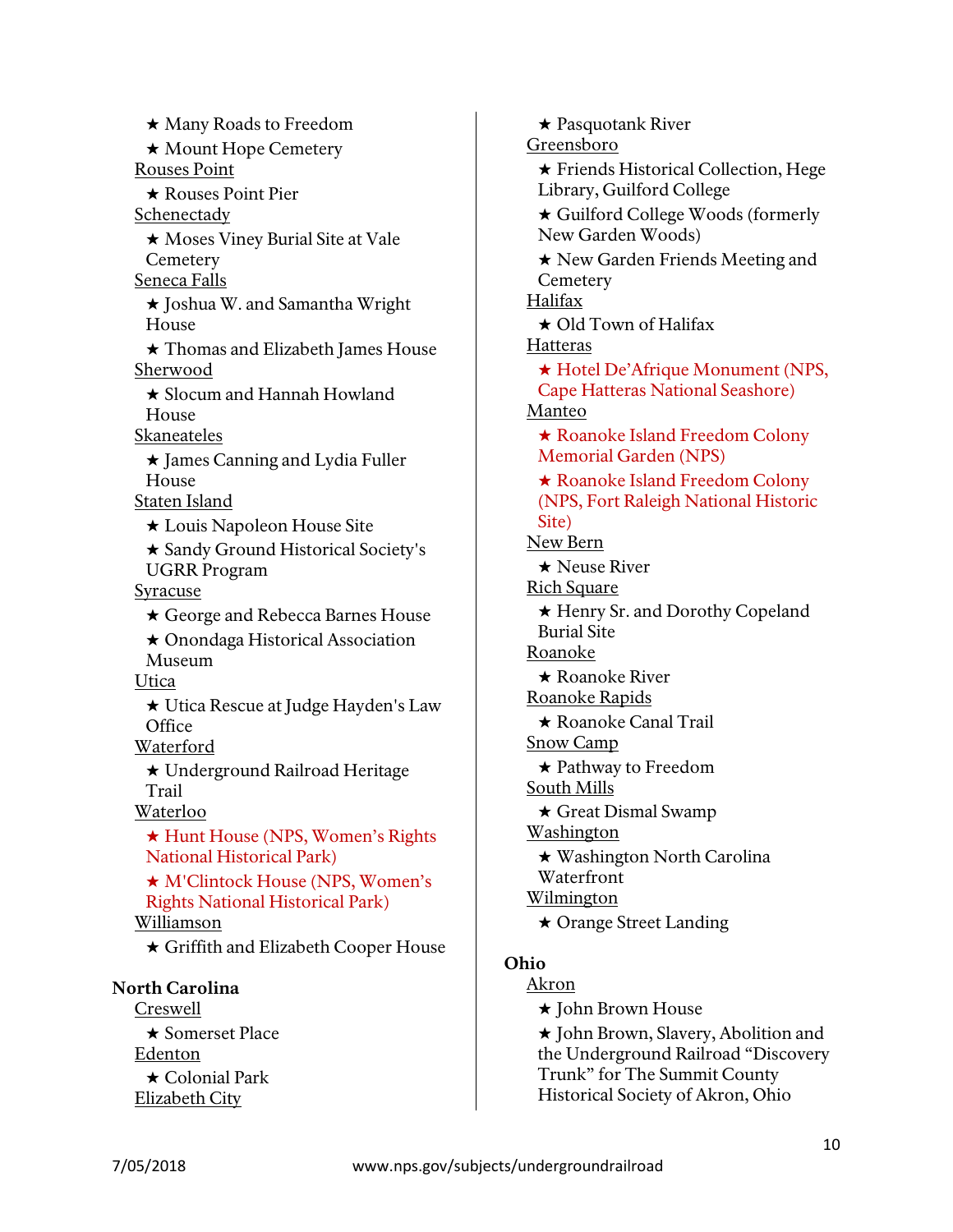- ★ Many Roads to Freedom
- ★ Mount Hope Cemetery

Rouses Point

- ★ Rouses Point Pier

Schenectady

- ★ Moses Viney Burial Site at Vale Cemetery

Seneca Falls

- ★ Joshua W. and Samantha Wright House
- ★ Thomas and Elizabeth James House

Sherwood

- ★ Slocum and Hannah Howland House

Skaneateles

- ★ James Canning and Lydia Fuller House

Staten Island

- ★ Louis Napoleon House Site
- ★ Sandy Ground Historical Society's UGRR Program

Syracuse

- ★ George and Rebecca Barnes House
- ★ Onondaga Historical Association Museum

Utica

- ★ Utica Rescue at Judge Hayden's Law Office

Waterford

- ★ Underground Railroad Heritage Trail

Waterloo

- ★ Hunt House (NPS, Women's Rights National Historical Park)
- ★ M'Clintock House (NPS, Women's Rights National Historical Park)

Williamson

- ★ Griffith and Elizabeth Cooper House

**North Carolina**

Creswell

- ★ Somerset Place

Edenton

- ★ Colonial Park

Elizabeth City

- ★ Pasquotank River

Greensboro

- ★ Friends Historical Collection, Hege Library, Guilford College
- ★ Guilford College Woods (formerly New Garden Woods)
- ★ New Garden Friends Meeting and Cemetery

Halifax

- ★ Old Town of Halifax

Hatteras

- ★ Hotel De'Afrique Monument (NPS, Cape Hatteras National Seashore)

Manteo

- ★ Roanoke Island Freedom Colony Memorial Garden (NPS)
- ★ Roanoke Island Freedom Colony (NPS, Fort Raleigh National Historic Site)

New Bern

- ★ Neuse River

Rich Square

- ★ Henry Sr. and Dorothy Copeland Burial Site

Roanoke

- ★ Roanoke River

Roanoke Rapids

- ★ Roanoke Canal Trail

Snow Camp

- ★ Pathway to Freedom

South Mills

- ★ Great Dismal Swamp

Washington

- ★ Washington North Carolina Waterfront

Wilmington

- ★ Orange Street Landing

**Ohio**

Akron

- ★ John Brown House
- ★ John Brown, Slavery, Abolition and the Underground Railroad "Discovery Trunk" for The Summit County Historical Society of Akron, Ohio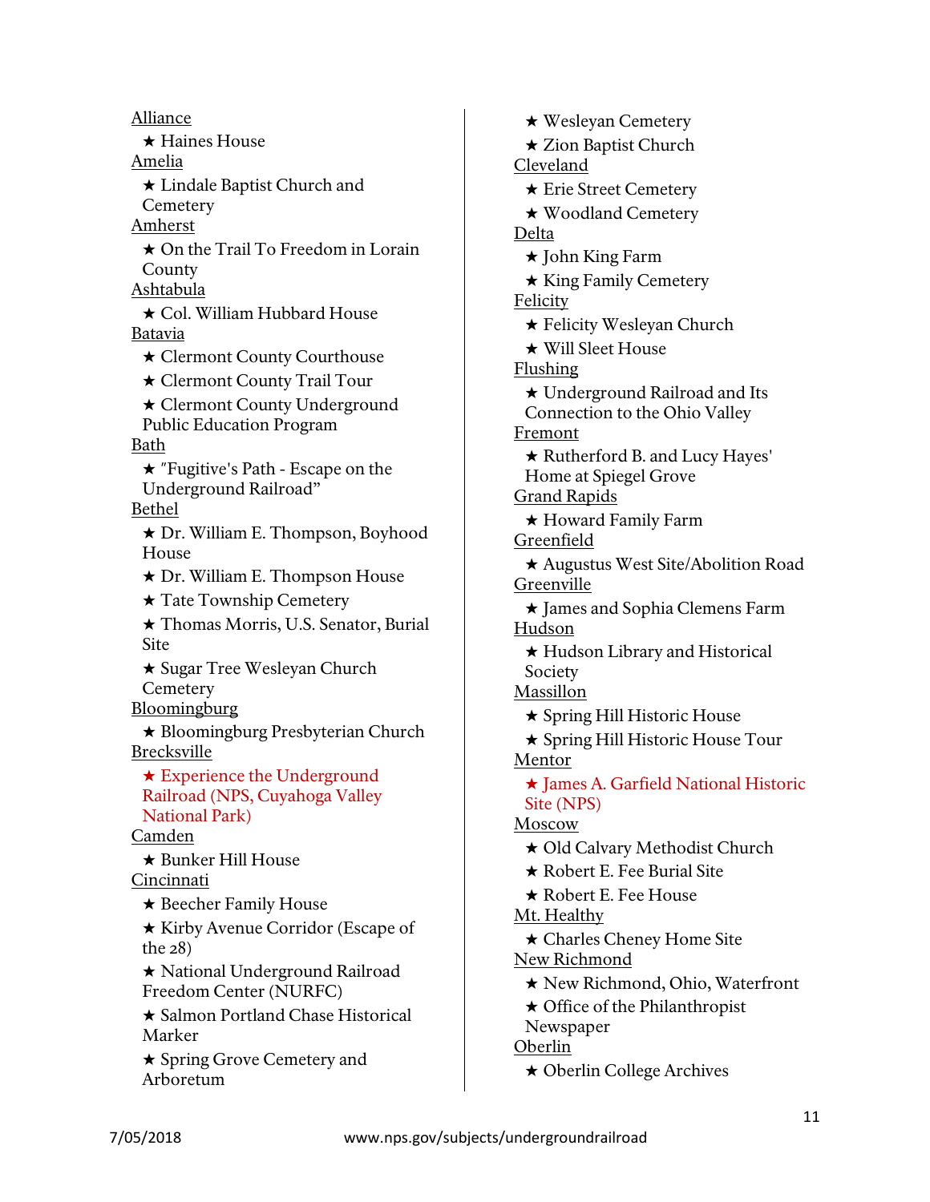Alliance

- ★ Haines House

Amelia

- ★ Lindale Baptist Church and Cemetery

Amherst

- ★ On the Trail To Freedom in Lorain County

Ashtabula

- ★ Col. William Hubbard House

Batavia

- ★ Clermont County Courthouse
- ★ Clermont County Trail Tour
- ★ Clermont County Underground Public Education Program

Bath

- ★ "Fugitive's Path - Escape on the Underground Railroad"

Bethel

- ★ Dr. William E. Thompson, Boyhood House
- ★ Dr. William E. Thompson House
- ★ Tate Township Cemetery
- ★ Thomas Morris, U.S. Senator, Burial Site
- ★ Sugar Tree Wesleyan Church Cemetery

Bloomingburg

- ★ Bloomingburg Presbyterian Church

Brecksville

- ★ Experience the Underground Railroad (NPS, Cuyahoga Valley National Park)

Camden

- ★ Bunker Hill House

Cincinnati

- ★ Beecher Family House
- ★ Kirby Avenue Corridor (Escape of the 28)
- ★ National Underground Railroad Freedom Center (NURFC)
- ★ Salmon Portland Chase Historical Marker
- ★ Spring Grove Cemetery and Arboretum
- ★ Wesleyan Cemetery
- ★ Zion Baptist Church

Cleveland

- ★ Erie Street Cemetery
- ★ Woodland Cemetery

Delta

- ★ John King Farm
- ★ King Family Cemetery

Felicity

- ★ Felicity Wesleyan Church
- ★ Will Sleet House

Flushing

- ★ Underground Railroad and Its Connection to the Ohio Valley

Fremont

- ★ Rutherford B. and Lucy Hayes' Home at Spiegel Grove

Grand Rapids

- ★ Howard Family Farm

Greenfield

- ★ Augustus West Site/Abolition Road

Greenville

- ★ James and Sophia Clemens Farm

Hudson

- ★ Hudson Library and Historical Society

Massillon

- ★ Spring Hill Historic House
- ★ Spring Hill Historic House Tour

Mentor

- ★ James A. Garfield National Historic Site (NPS)

Moscow

- ★ Old Calvary Methodist Church
- ★ Robert E. Fee Burial Site
- ★ Robert E. Fee House

Mt. Healthy

- ★ Charles Cheney Home Site

New Richmond

- ★ New Richmond, Ohio, Waterfront
- ★ Office of the Philanthropist Newspaper

Oberlin

- ★ Oberlin College Archives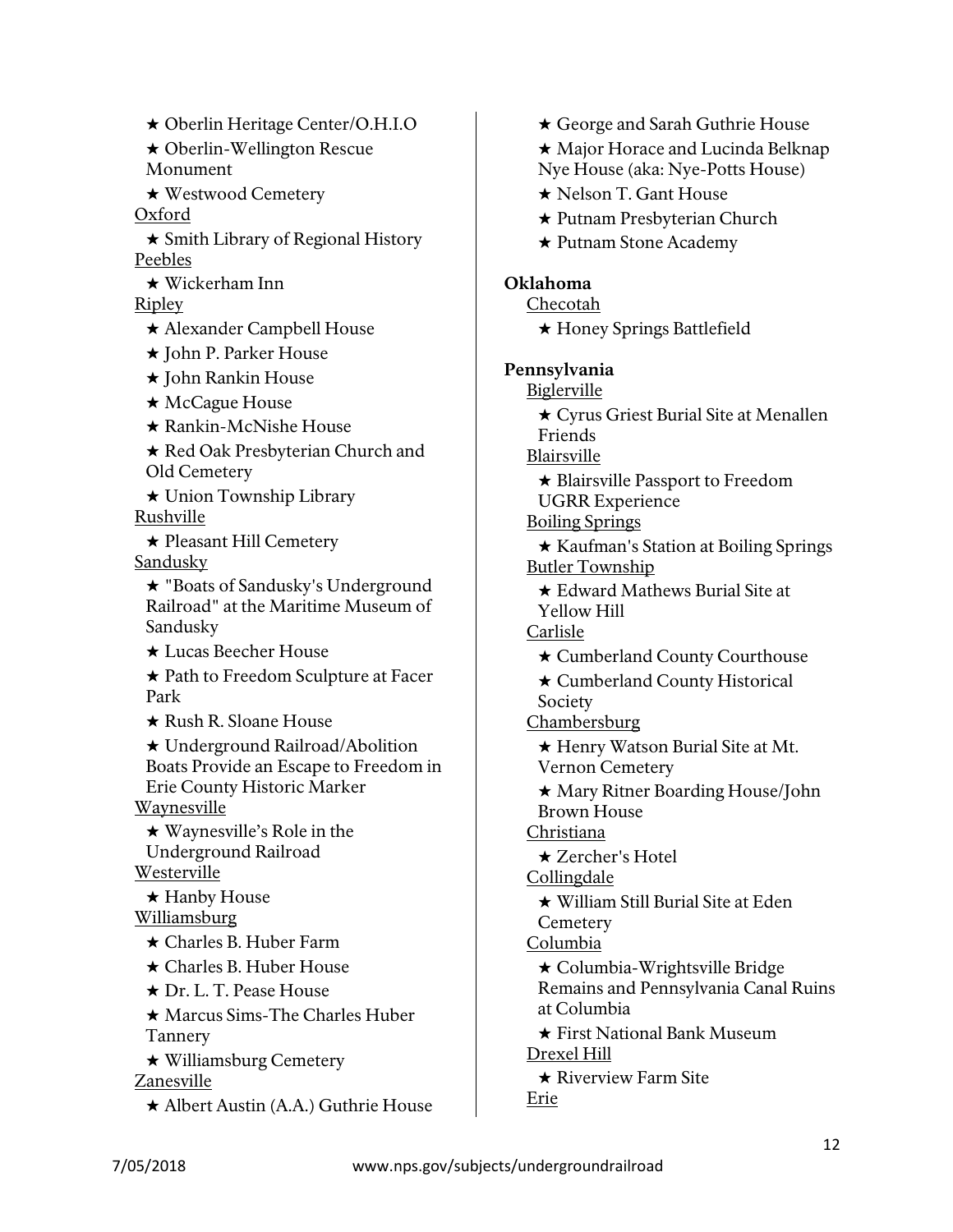★ Oberlin Heritage Center/O.H.I.O

★ Oberlin-Wellington Rescue Monument

★ Westwood Cemetery

Oxford

★ Smith Library of Regional History

Peebles

★ Wickerham Inn

Ripley

★ Alexander Campbell House

★ John P. Parker House

★ John Rankin House

★ McCague House

★ Rankin-McNishe House

★ Red Oak Presbyterian Church and Old Cemetery

★ Union Township Library

Rushville

★ Pleasant Hill Cemetery

Sandusky

★ "Boats of Sandusky's Underground Railroad" at the Maritime Museum of Sandusky

★ Lucas Beecher House

★ Path to Freedom Sculpture at Facer Park

★ Rush R. Sloane House

★ Underground Railroad/Abolition Boats Provide an Escape to Freedom in Erie County Historic Marker

Waynesville

★ Waynesville's Role in the Underground Railroad

Westerville

★ Hanby House

Williamsburg

★ Charles B. Huber Farm

★ Charles B. Huber House

★ Dr. L. T. Pease House

★ Marcus Sims-The Charles Huber Tannery

★ Williamsburg Cemetery

Zanesville

★ Albert Austin (A.A.) Guthrie House

★ George and Sarah Guthrie House

★ Major Horace and Lucinda Belknap Nye House (aka: Nye-Potts House)

★ Nelson T. Gant House

★ Putnam Presbyterian Church

★ Putnam Stone Academy

**Oklahoma**

Checotah

★ Honey Springs Battlefield

**Pennsylvania**

Biglerville

★ Cyrus Griest Burial Site at Menallen Friends

Blairsville

★ Blairsville Passport to Freedom UGRR Experience

Boiling Springs

★ Kaufman's Station at Boiling Springs

Butler Township

★ Edward Mathews Burial Site at Yellow Hill

Carlisle

★ Cumberland County Courthouse

★ Cumberland County Historical Society

Chambersburg

★ Henry Watson Burial Site at Mt. Vernon Cemetery

★ Mary Ritner Boarding House/John Brown House

Christiana

★ Zercher's Hotel

Collingdale

★ William Still Burial Site at Eden Cemetery

Columbia

★ Columbia-Wrightsville Bridge Remains and Pennsylvania Canal Ruins at Columbia

★ First National Bank Museum

Drexel Hill

★ Riverview Farm Site

Erie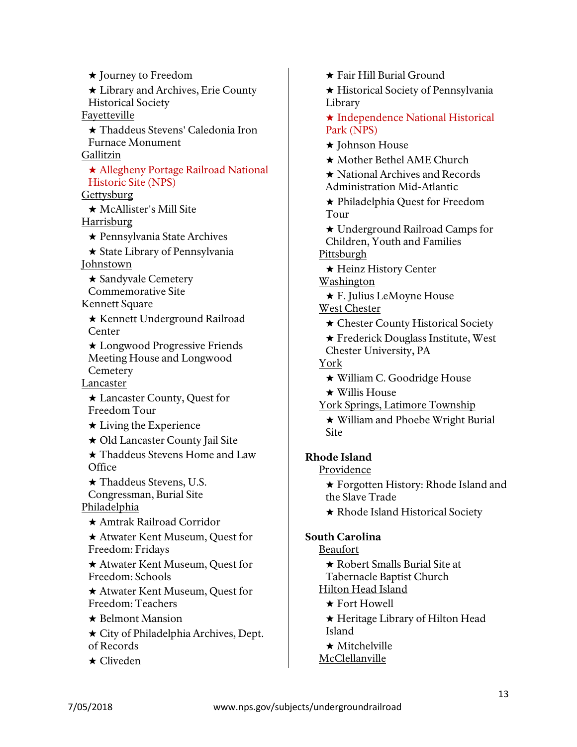- ★ Journey to Freedom
- ★ Library and Archives, Erie County Historical Society

Fayetteville

- ★ Thaddeus Stevens' Caledonia Iron Furnace Monument

Gallitzin

- ★ Allegheny Portage Railroad National Historic Site (NPS)

Gettysburg

- ★ McAllister's Mill Site

Harrisburg

- ★ Pennsylvania State Archives
- ★ State Library of Pennsylvania

Johnstown

- ★ Sandyvale Cemetery Commemorative Site

Kennett Square

- ★ Kennett Underground Railroad Center
- ★ Longwood Progressive Friends Meeting House and Longwood Cemetery

Lancaster

- ★ Lancaster County, Quest for Freedom Tour
- ★ Living the Experience
- ★ Old Lancaster County Jail Site
- ★ Thaddeus Stevens Home and Law Office
- ★ Thaddeus Stevens, U.S. Congressman, Burial Site

Philadelphia

- ★ Amtrak Railroad Corridor
- ★ Atwater Kent Museum, Quest for Freedom: Fridays
- ★ Atwater Kent Museum, Quest for Freedom: Schools
- ★ Atwater Kent Museum, Quest for Freedom: Teachers
- ★ Belmont Mansion
- ★ City of Philadelphia Archives, Dept. of Records
- ★ Cliveden
- ★ Fair Hill Burial Ground
- ★ Historical Society of Pennsylvania Library
- ★ Independence National Historical Park (NPS)
- ★ Johnson House
- ★ Mother Bethel AME Church
- ★ National Archives and Records Administration Mid-Atlantic
- ★ Philadelphia Quest for Freedom Tour
- ★ Underground Railroad Camps for Children, Youth and Families

Pittsburgh

- ★ Heinz History Center

Washington

- ★ F. Julius LeMoyne House

West Chester

- ★ Chester County Historical Society
- ★ Frederick Douglass Institute, West Chester University, PA

York

- ★ William C. Goodridge House
- ★ Willis House

York Springs, Latimore Township

- ★ William and Phoebe Wright Burial Site

**Rhode Island**

Providence

- ★ Forgotten History: Rhode Island and the Slave Trade
- ★ Rhode Island Historical Society

**South Carolina**

Beaufort

- ★ Robert Smalls Burial Site at Tabernacle Baptist Church

Hilton Head Island

- ★ Fort Howell
- ★ Heritage Library of Hilton Head Island
- ★ Mitchelville

McClellanville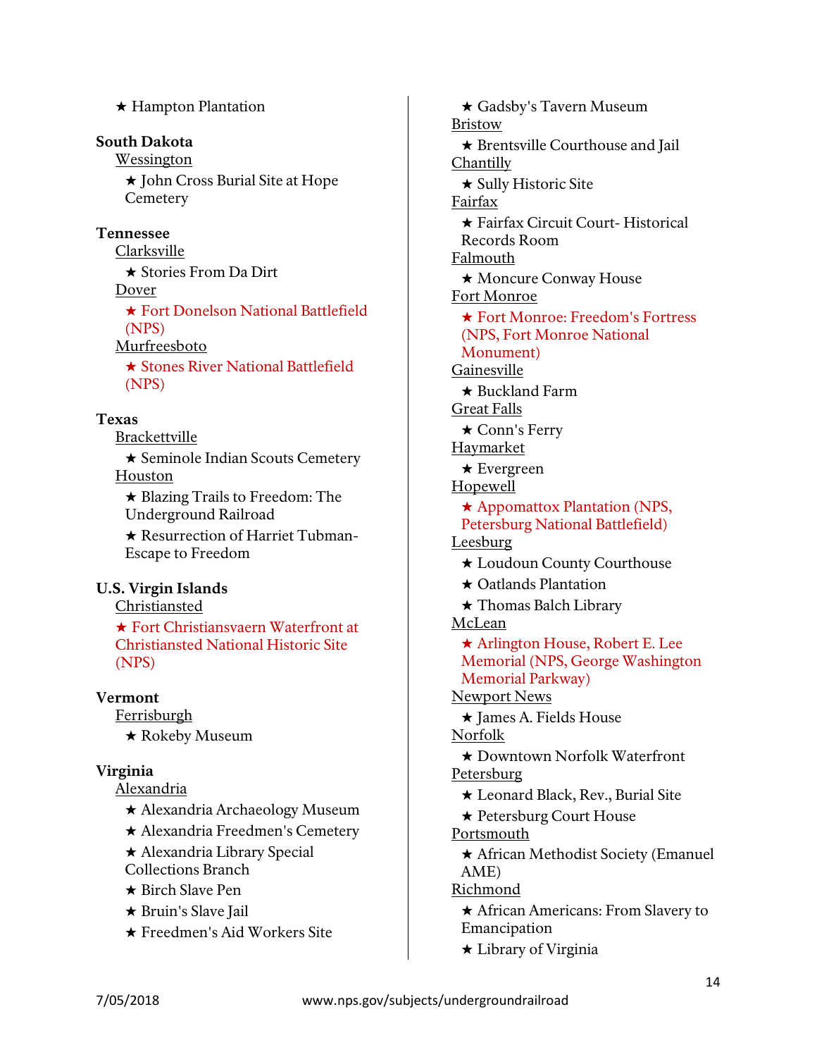★ Hampton Plantation

**South Dakota**

Wessington

★ John Cross Burial Site at Hope Cemetery

**Tennessee**

Clarksville

★ Stories From Da Dirt

Dover

★ Fort Donelson National Battlefield (NPS)

Murfreesboto

★ Stones River National Battlefield (NPS)

**Texas**

Brackettville

★ Seminole Indian Scouts Cemetery

Houston

★ Blazing Trails to Freedom: The Underground Railroad

★ Resurrection of Harriet Tubman- Escape to Freedom

**U.S. Virgin Islands**

Christiansted

★ Fort Christiansvaern Waterfront at Christiansted National Historic Site (NPS)

**Vermont**

Ferrisburgh

★ Rokeby Museum

**Virginia**

Alexandria

★ Alexandria Archaeology Museum

★ Alexandria Freedmen's Cemetery

★ Alexandria Library Special Collections Branch

★ Birch Slave Pen

★ Bruin's Slave Jail

★ Freedmen's Aid Workers Site

★ Gadsby's Tavern Museum

Bristow

★ Brentsville Courthouse and Jail

Chantilly

★ Sully Historic Site

Fairfax

★ Fairfax Circuit Court- Historical Records Room

Falmouth

★ Moncure Conway House

Fort Monroe

★ Fort Monroe: Freedom's Fortress (NPS, Fort Monroe National Monument)

Gainesville

★ Buckland Farm

Great Falls

★ Conn's Ferry

Haymarket

★ Evergreen

Hopewell

★ Appomattox Plantation (NPS, Petersburg National Battlefield)

Leesburg

★ Loudoun County Courthouse

★ Oatlands Plantation

★ Thomas Balch Library

McLean

★ Arlington House, Robert E. Lee Memorial (NPS, George Washington Memorial Parkway)

Newport News

★ James A. Fields House

Norfolk

★ Downtown Norfolk Waterfront

Petersburg

★ Leonard Black, Rev., Burial Site

★ Petersburg Court House

Portsmouth

★ African Methodist Society (Emanuel AME)

Richmond

★ African Americans: From Slavery to Emancipation

★ Library of Virginia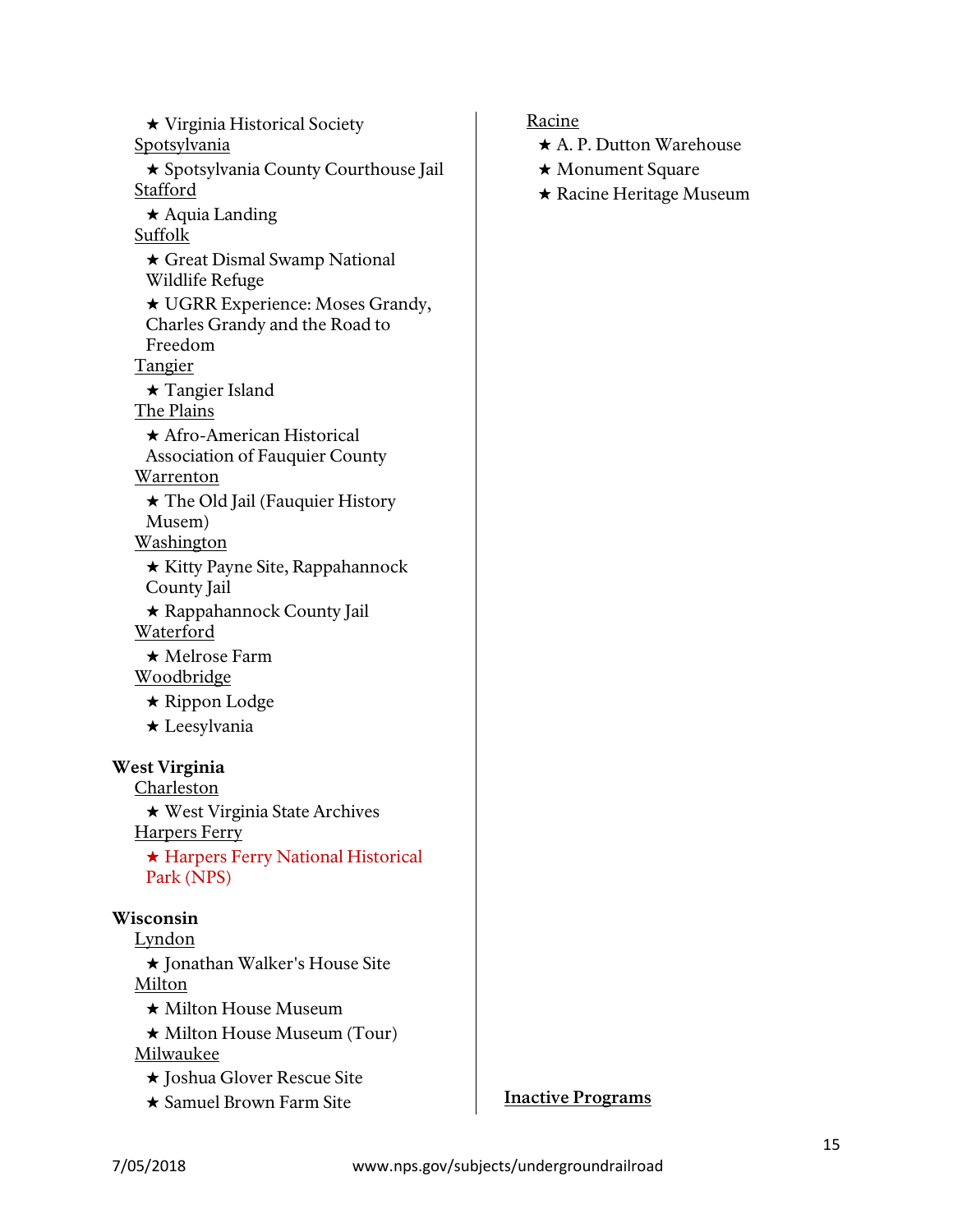- ★ Virginia Historical Society

Spotsylvania
- ★ Spotsylvania County Courthouse Jail

Stafford
- ★ Aquia Landing

Suffolk
- ★ Great Dismal Swamp National Wildlife Refuge
- ★ UGRR Experience: Moses Grandy, Charles Grandy and the Road to Freedom

Tangier
- ★ Tangier Island

The Plains
- ★ Afro-American Historical Association of Fauquier County

Warrenton
- ★ The Old Jail (Fauquier History Musem)

Washington
- ★ Kitty Payne Site, Rappahannock County Jail
- ★ Rappahannock County Jail

Waterford
- ★ Melrose Farm

Woodbridge
- ★ Rippon Lodge
- ★ Leesylvania

**West Virginia**

Charleston
- ★ West Virginia State Archives

Harpers Ferry
- ★ Harpers Ferry National Historical Park (NPS)

**Wisconsin**

Lyndon
- ★ Jonathan Walker's House Site

Milton
- ★ Milton House Museum
- ★ Milton House Museum (Tour)

Milwaukee
- ★ Joshua Glover Rescue Site
- ★ Samuel Brown Farm Site

Racine
- ★ A. P. Dutton Warehouse
- ★ Monument Square
- ★ Racine Heritage Museum

**Inactive Programs**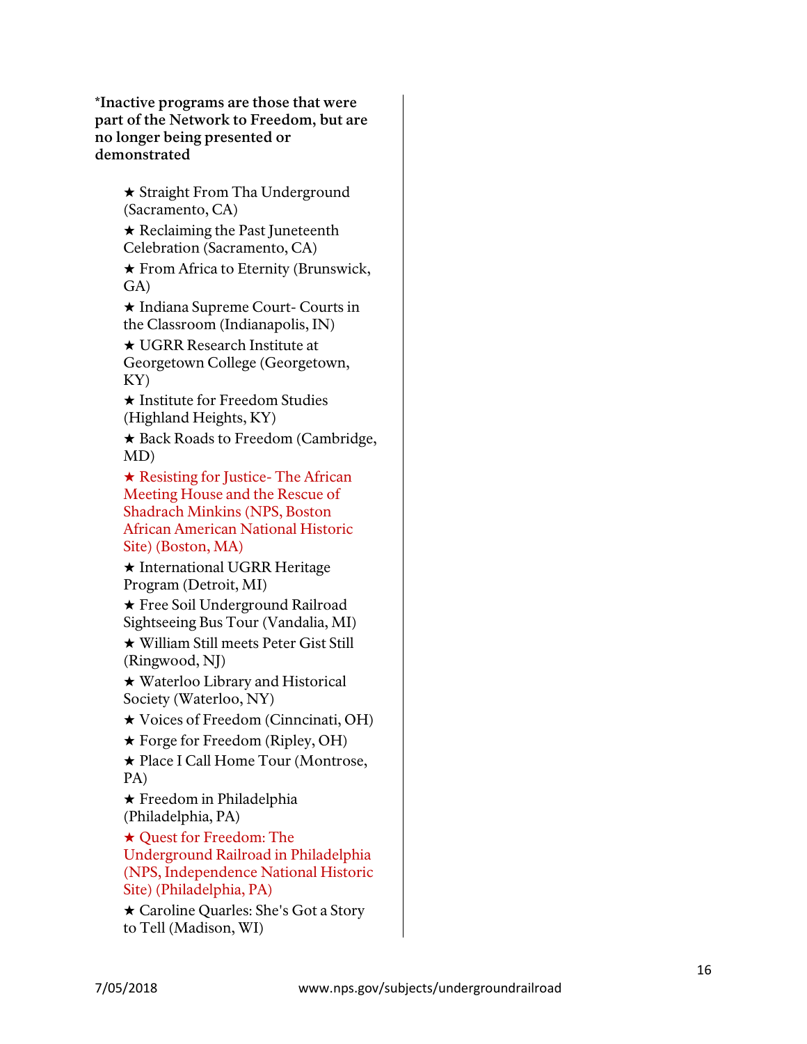**\*Inactive programs are those that were part of the Network to Freedom, but are no longer being presented or demonstrated**

- ★ Straight From Tha Underground (Sacramento, CA)
- ★ Reclaiming the Past Juneteenth Celebration (Sacramento, CA)
- ★ From Africa to Eternity (Brunswick, GA)
- ★ Indiana Supreme Court- Courts in the Classroom (Indianapolis, IN)
- ★ UGRR Research Institute at Georgetown College (Georgetown, KY)
- ★ Institute for Freedom Studies (Highland Heights, KY)
- ★ Back Roads to Freedom (Cambridge, MD)
- ★ Resisting for Justice- The African Meeting House and the Rescue of Shadrach Minkins (NPS, Boston African American National Historic Site) (Boston, MA)
- ★ International UGRR Heritage Program (Detroit, MI)
- ★ Free Soil Underground Railroad Sightseeing Bus Tour (Vandalia, MI)
- ★ William Still meets Peter Gist Still (Ringwood, NJ)
- ★ Waterloo Library and Historical Society (Waterloo, NY)
- ★ Voices of Freedom (Cinncinati, OH)
- ★ Forge for Freedom (Ripley, OH)
- ★ Place I Call Home Tour (Montrose, PA)
- ★ Freedom in Philadelphia (Philadelphia, PA)
- ★ Quest for Freedom: The Underground Railroad in Philadelphia (NPS, Independence National Historic Site) (Philadelphia, PA)
- ★ Caroline Quarles: She's Got a Story to Tell (Madison, WI)